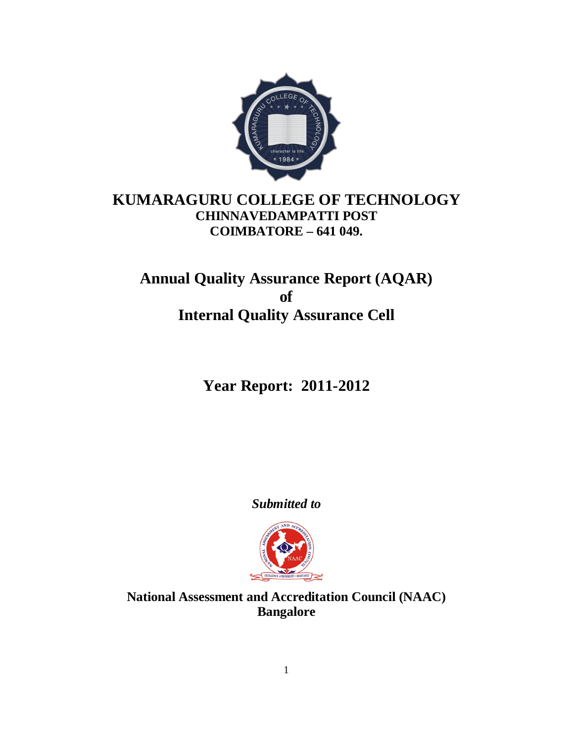# KUMARAGURU COLLEGE OF TECHNOLOGY

**CHINNAVEDAMPATTI POST**

**COIMBATORE – 641 049.**

## Annual Quality Assurance Report (AQAR)
## of
## Internal Quality Assurance Cell

## Year Report: 2011-2012

***Submitted to***

**National Assessment and Accreditation Council (NAAC)**
**Bangalore**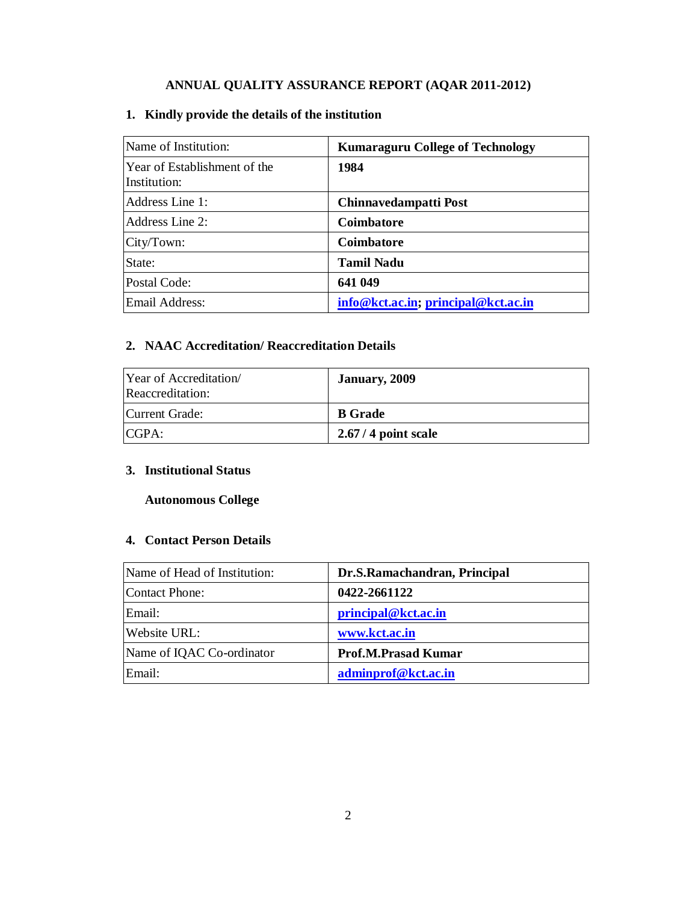# ANNUAL QUALITY ASSURANCE REPORT (AQAR 2011-2012)

## 1. Kindly provide the details of the institution

| Name of Institution: | **Kumaraguru College of Technology** |
|---|---|
| Year of Establishment of the Institution: | **1984** |
| Address Line 1: | **Chinnavedampatti Post** |
| Address Line 2: | **Coimbatore** |
| City/Town: | **Coimbatore** |
| State: | **Tamil Nadu** |
| Postal Code: | **641 049** |
| Email Address: | **info@kct.ac.in; principal@kct.ac.in** |

## 2. NAAC Accreditation/ Reaccreditation Details

| Year of Accreditation/ Reaccreditation: | **January, 2009** |
|---|---|
| Current Grade: | **B Grade** |
| CGPA: | **2.67 / 4 point scale** |

## 3. Institutional Status

**Autonomous College**

## 4. Contact Person Details

| Name of Head of Institution: | **Dr.S.Ramachandran, Principal** |
|---|---|
| Contact Phone: | **0422-2661122** |
| Email: | **principal@kct.ac.in** |
| Website URL: | **www.kct.ac.in** |
| Name of IQAC Co-ordinator | **Prof.M.Prasad Kumar** |
| Email: | **adminprof@kct.ac.in** |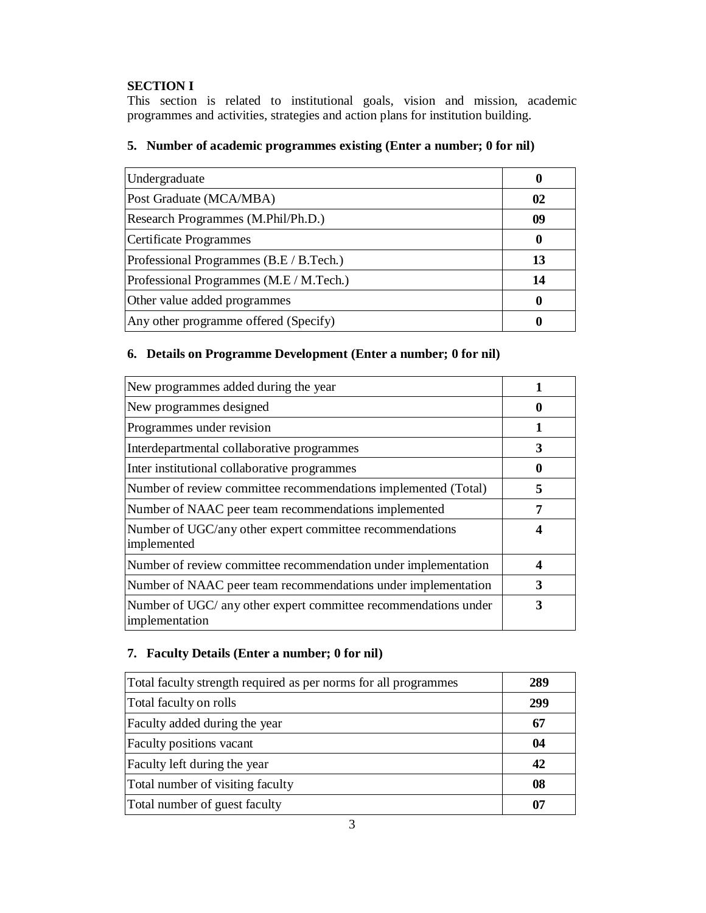**SECTION I**

This section is related to institutional goals, vision and mission, academic programmes and activities, strategies and action plans for institution building.

### 5. Number of academic programmes existing (Enter a number; 0 for nil)

| | |
|---|---|
| Undergraduate | **0** |
| Post Graduate (MCA/MBA) | **02** |
| Research Programmes (M.Phil/Ph.D.) | **09** |
| Certificate Programmes | **0** |
| Professional Programmes (B.E / B.Tech.) | **13** |
| Professional Programmes (M.E / M.Tech.) | **14** |
| Other value added programmes | **0** |
| Any other programme offered (Specify) | **0** |

### 6. Details on Programme Development (Enter a number; 0 for nil)

| | |
|---|---|
| New programmes added during the year | **1** |
| New programmes designed | **0** |
| Programmes under revision | **1** |
| Interdepartmental collaborative programmes | **3** |
| Inter institutional collaborative programmes | **0** |
| Number of review committee recommendations implemented (Total) | **5** |
| Number of NAAC peer team recommendations implemented | **7** |
| Number of UGC/any other expert committee recommendations implemented | **4** |
| Number of review committee recommendation under implementation | **4** |
| Number of NAAC peer team recommendations under implementation | **3** |
| Number of UGC/ any other expert committee recommendations under implementation | **3** |

### 7. Faculty Details (Enter a number; 0 for nil)

| | |
|---|---|
| Total faculty strength required as per norms for all programmes | **289** |
| Total faculty on rolls | **299** |
| Faculty added during the year | **67** |
| Faculty positions vacant | **04** |
| Faculty left during the year | **42** |
| Total number of visiting faculty | **08** |
| Total number of guest faculty | **07** |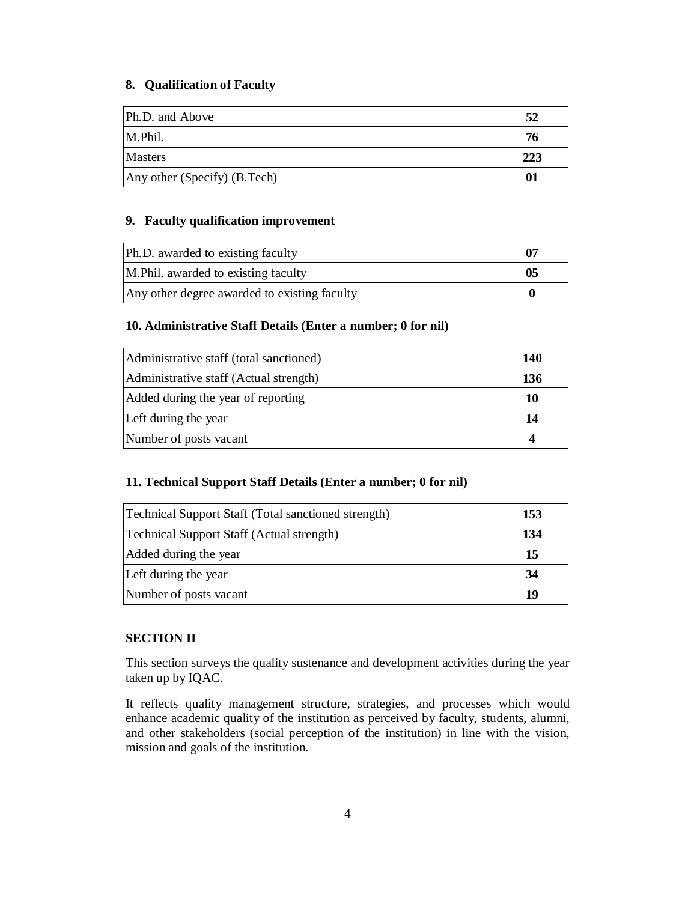### 8. Qualification of Faculty

| | |
|---|---|
| Ph.D. and Above | **52** |
| M.Phil. | **76** |
| Masters | **223** |
| Any other (Specify) (B.Tech) | **01** |

### 9. Faculty qualification improvement

| | |
|---|---|
| Ph.D. awarded to existing faculty | **07** |
| M.Phil. awarded to existing faculty | **05** |
| Any other degree awarded to existing faculty | **0** |

### 10. Administrative Staff Details (Enter a number; 0 for nil)

| | |
|---|---|
| Administrative staff (total sanctioned) | **140** |
| Administrative staff (Actual strength) | **136** |
| Added during the year of reporting | **10** |
| Left during the year | **14** |
| Number of posts vacant | **4** |

### 11. Technical Support Staff Details (Enter a number; 0 for nil)

| | |
|---|---|
| Technical Support Staff (Total sanctioned strength) | **153** |
| Technical Support Staff (Actual strength) | **134** |
| Added during the year | **15** |
| Left during the year | **34** |
| Number of posts vacant | **19** |

## SECTION II

This section surveys the quality sustenance and development activities during the year taken up by IQAC.

It reflects quality management structure, strategies, and processes which would enhance academic quality of the institution as perceived by faculty, students, alumni, and other stakeholders (social perception of the institution) in line with the vision, mission and goals of the institution.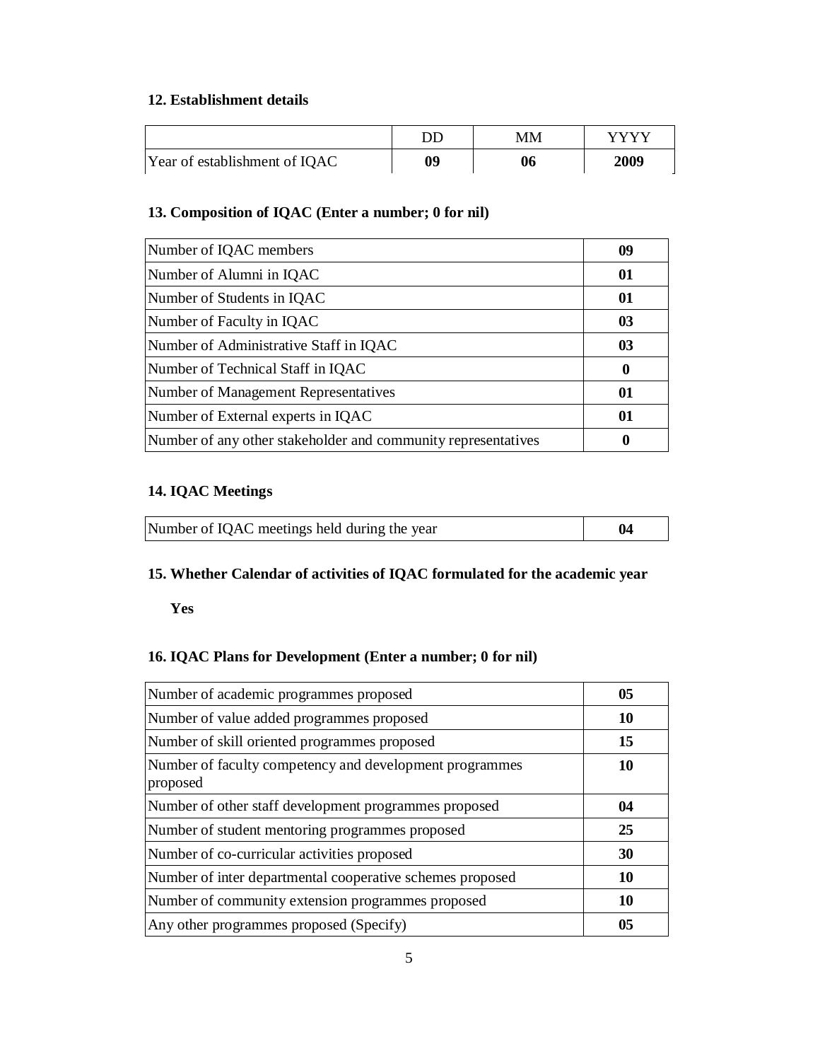**12. Establishment details**

| | DD | MM | YYYY |
|---|---|---|---|
| Year of establishment of IQAC | **09** | **06** | **2009** |

**13. Composition of IQAC (Enter a number; 0 for nil)**

| | |
|---|---|
| Number of IQAC members | **09** |
| Number of Alumni in IQAC | **01** |
| Number of Students in IQAC | **01** |
| Number of Faculty in IQAC | **03** |
| Number of Administrative Staff in IQAC | **03** |
| Number of Technical Staff in IQAC | **0** |
| Number of Management Representatives | **01** |
| Number of External experts in IQAC | **01** |
| Number of any other stakeholder and community representatives | **0** |

**14. IQAC Meetings**

| | |
|---|---|
| Number of IQAC meetings held during the year | **04** |

**15. Whether Calendar of activities of IQAC formulated for the academic year**

**Yes**

**16. IQAC Plans for Development (Enter a number; 0 for nil)**

| | |
|---|---|
| Number of academic programmes proposed | **05** |
| Number of value added programmes proposed | **10** |
| Number of skill oriented programmes proposed | **15** |
| Number of faculty competency and development programmes proposed | **10** |
| Number of other staff development programmes proposed | **04** |
| Number of student mentoring programmes proposed | **25** |
| Number of co-curricular activities proposed | **30** |
| Number of inter departmental cooperative schemes proposed | **10** |
| Number of community extension programmes proposed | **10** |
| Any other programmes proposed (Specify) | **05** |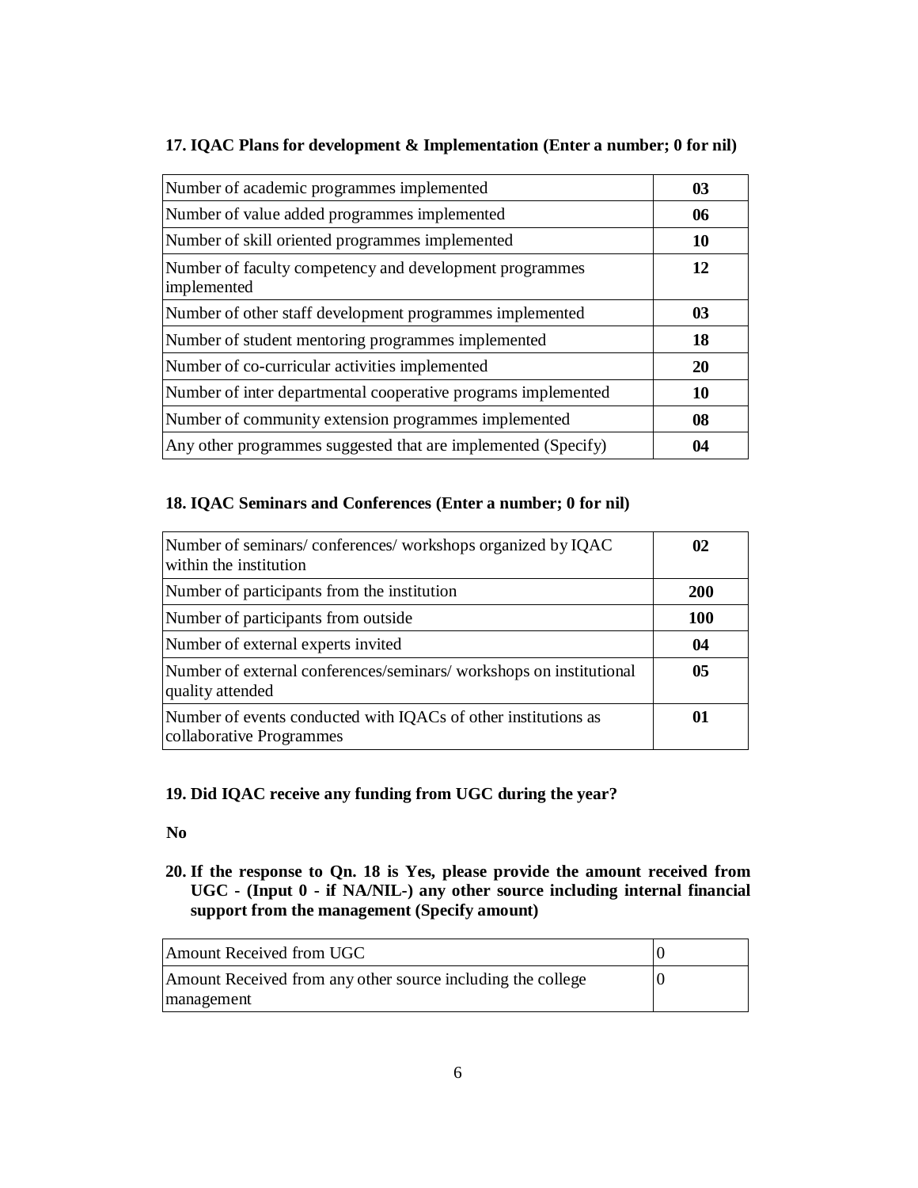**17. IQAC Plans for development & Implementation (Enter a number; 0 for nil)**

| | |
|---|---|
| Number of academic programmes implemented | **03** |
| Number of value added programmes implemented | **06** |
| Number of skill oriented programmes implemented | **10** |
| Number of faculty competency and development programmes implemented | **12** |
| Number of other staff development programmes implemented | **03** |
| Number of student mentoring programmes implemented | **18** |
| Number of co-curricular activities implemented | **20** |
| Number of inter departmental cooperative programs implemented | **10** |
| Number of community extension programmes implemented | **08** |
| Any other programmes suggested that are implemented (Specify) | **04** |

**18. IQAC Seminars and Conferences (Enter a number; 0 for nil)**

| | |
|---|---|
| Number of seminars/ conferences/ workshops organized by IQAC within the institution | **02** |
| Number of participants from the institution | **200** |
| Number of participants from outside | **100** |
| Number of external experts invited | **04** |
| Number of external conferences/seminars/ workshops on institutional quality attended | **05** |
| Number of events conducted with IQACs of other institutions as collaborative Programmes | **01** |

**19. Did IQAC receive any funding from UGC during the year?**

**No**

**20. If the response to Qn. 18 is Yes, please provide the amount received from UGC - (Input 0 - if NA/NIL-) any other source including internal financial support from the management (Specify amount)**

| | |
|---|---|
| Amount Received from UGC | 0 |
| Amount Received from any other source including the college management | 0 |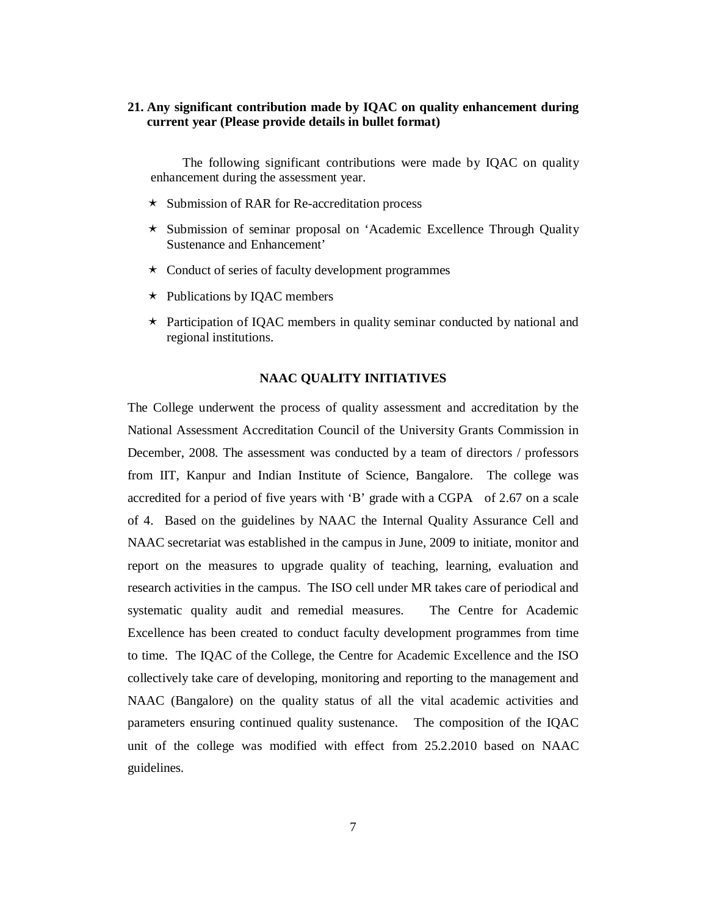**21. Any significant contribution made by IQAC on quality enhancement during current year (Please provide details in bullet format)**

The following significant contributions were made by IQAC on quality enhancement during the assessment year.

- Submission of RAR for Re-accreditation process
- Submission of seminar proposal on 'Academic Excellence Through Quality Sustenance and Enhancement'
- Conduct of series of faculty development programmes
- Publications by IQAC members
- Participation of IQAC members in quality seminar conducted by national and regional institutions.

**NAAC QUALITY INITIATIVES**

The College underwent the process of quality assessment and accreditation by the National Assessment Accreditation Council of the University Grants Commission in December, 2008. The assessment was conducted by a team of directors / professors from IIT, Kanpur and Indian Institute of Science, Bangalore. The college was accredited for a period of five years with 'B' grade with a CGPA of 2.67 on a scale of 4. Based on the guidelines by NAAC the Internal Quality Assurance Cell and NAAC secretariat was established in the campus in June, 2009 to initiate, monitor and report on the measures to upgrade quality of teaching, learning, evaluation and research activities in the campus. The ISO cell under MR takes care of periodical and systematic quality audit and remedial measures. The Centre for Academic Excellence has been created to conduct faculty development programmes from time to time. The IQAC of the College, the Centre for Academic Excellence and the ISO collectively take care of developing, monitoring and reporting to the management and NAAC (Bangalore) on the quality status of all the vital academic activities and parameters ensuring continued quality sustenance. The composition of the IQAC unit of the college was modified with effect from 25.2.2010 based on NAAC guidelines.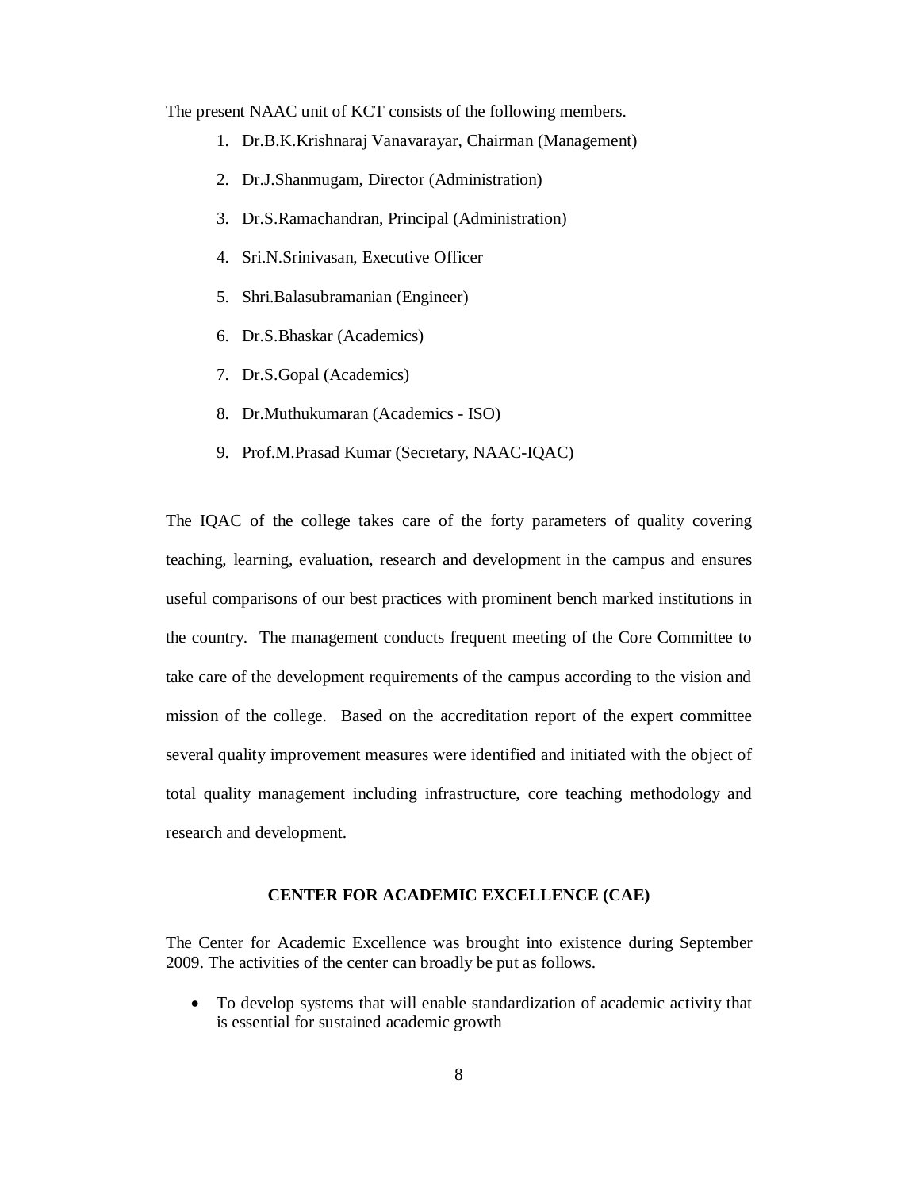The present NAAC unit of KCT consists of the following members.

1. Dr.B.K.Krishnaraj Vanavarayar, Chairman (Management)
2. Dr.J.Shanmugam, Director (Administration)
3. Dr.S.Ramachandran, Principal (Administration)
4. Sri.N.Srinivasan, Executive Officer
5. Shri.Balasubramanian (Engineer)
6. Dr.S.Bhaskar (Academics)
7. Dr.S.Gopal (Academics)
8. Dr.Muthukumaran (Academics - ISO)
9. Prof.M.Prasad Kumar (Secretary, NAAC-IQAC)

The IQAC of the college takes care of the forty parameters of quality covering teaching, learning, evaluation, research and development in the campus and ensures useful comparisons of our best practices with prominent bench marked institutions in the country. The management conducts frequent meeting of the Core Committee to take care of the development requirements of the campus according to the vision and mission of the college. Based on the accreditation report of the expert committee several quality improvement measures were identified and initiated with the object of total quality management including infrastructure, core teaching methodology and research and development.

## CENTER FOR ACADEMIC EXCELLENCE (CAE)

The Center for Academic Excellence was brought into existence during September 2009. The activities of the center can broadly be put as follows.

- To develop systems that will enable standardization of academic activity that is essential for sustained academic growth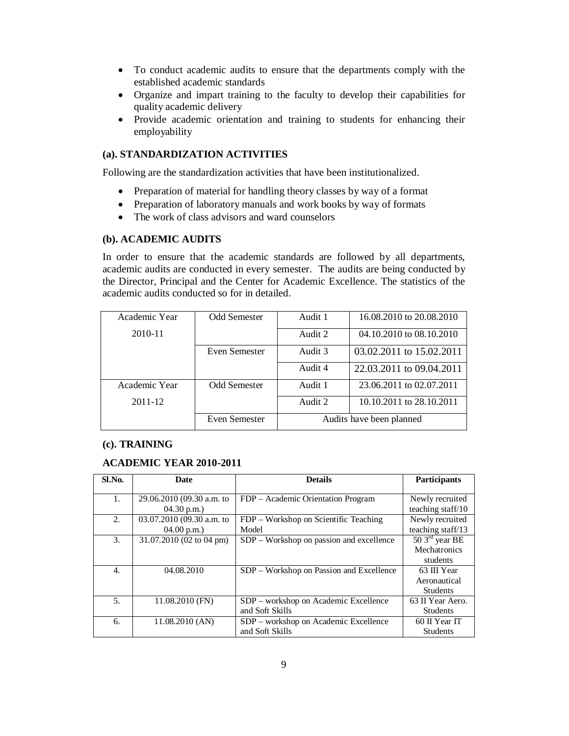- To conduct academic audits to ensure that the departments comply with the established academic standards
- Organize and impart training to the faculty to develop their capabilities for quality academic delivery
- Provide academic orientation and training to students for enhancing their employability

### (a). STANDARDIZATION ACTIVITIES

Following are the standardization activities that have been institutionalized.

- Preparation of material for handling theory classes by way of a format
- Preparation of laboratory manuals and work books by way of formats
- The work of class advisors and ward counselors

### (b). ACADEMIC AUDITS

In order to ensure that the academic standards are followed by all departments, academic audits are conducted in every semester. The audits are being conducted by the Director, Principal and the Center for Academic Excellence. The statistics of the academic audits conducted so for in detailed.

| | | | |
|---|---|---|---|
| Academic Year 2010-11 | Odd Semester | Audit 1 | 16.08.2010 to 20.08.2010 |
| | | Audit 2 | 04.10.2010 to 08.10.2010 |
| | Even Semester | Audit 3 | 03.02.2011 to 15.02.2011 |
| | | Audit 4 | 22.03.2011 to 09.04.2011 |
| Academic Year 2011-12 | Odd Semester | Audit 1 | 23.06.2011 to 02.07.2011 |
| | | Audit 2 | 10.10.2011 to 28.10.2011 |
| | Even Semester | Audits have been planned | |

### (c). TRAINING

### ACADEMIC YEAR 2010-2011

| Sl.No. | Date | Details | Participants |
|---|---|---|---|
| 1. | 29.06.2010 (09.30 a.m. to 04.30 p.m.) | FDP – Academic Orientation Program | Newly recruited teaching staff/10 |
| 2. | 03.07.2010 (09.30 a.m. to 04.00 p.m.) | FDP – Workshop on Scientific Teaching Model | Newly recruited teaching staff/13 |
| 3. | 31.07.2010 (02 to 04 pm) | SDP – Workshop on passion and excellence | 50 3rd year BE Mechatronics students |
| 4. | 04.08.2010 | SDP – Workshop on Passion and Excellence | 63 III Year Aeronautical Students |
| 5. | 11.08.2010 (FN) | SDP – workshop on Academic Excellence and Soft Skills | 63 II Year Aero. Students |
| 6. | 11.08.2010 (AN) | SDP – workshop on Academic Excellence and Soft Skills | 60 II Year IT Students |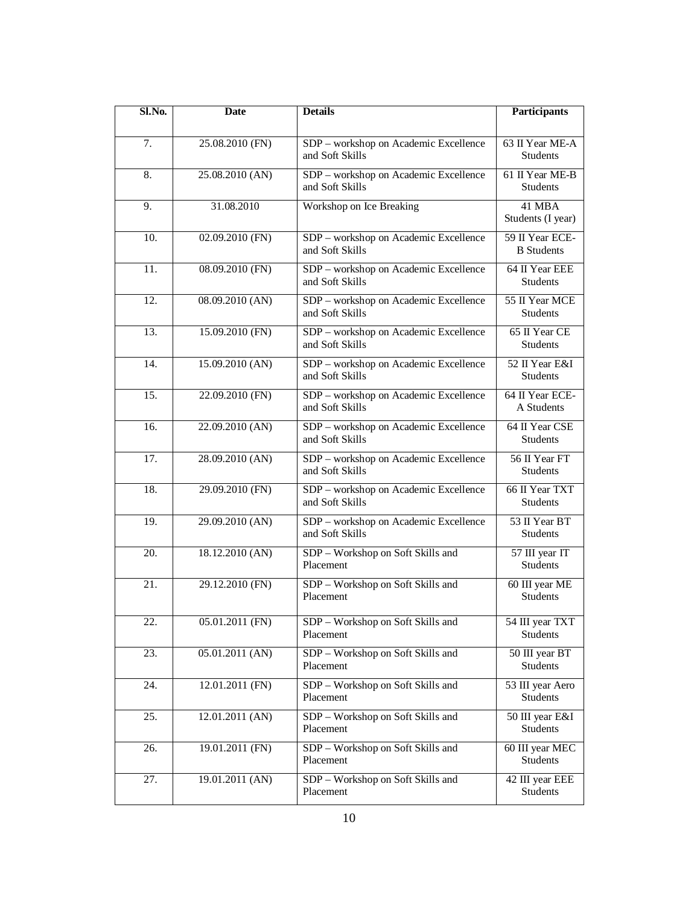| Sl.No. | Date | Details | Participants |
|---|---|---|---|
| 7. | 25.08.2010 (FN) | SDP – workshop on Academic Excellence and Soft Skills | 63 II Year ME-A Students |
| 8. | 25.08.2010 (AN) | SDP – workshop on Academic Excellence and Soft Skills | 61 II Year ME-B Students |
| 9. | 31.08.2010 | Workshop on Ice Breaking | 41 MBA Students (I year) |
| 10. | 02.09.2010 (FN) | SDP – workshop on Academic Excellence and Soft Skills | 59 II Year ECE-B Students |
| 11. | 08.09.2010 (FN) | SDP – workshop on Academic Excellence and Soft Skills | 64 II Year EEE Students |
| 12. | 08.09.2010 (AN) | SDP – workshop on Academic Excellence and Soft Skills | 55 II Year MCE Students |
| 13. | 15.09.2010 (FN) | SDP – workshop on Academic Excellence and Soft Skills | 65 II Year CE Students |
| 14. | 15.09.2010 (AN) | SDP – workshop on Academic Excellence and Soft Skills | 52 II Year E&I Students |
| 15. | 22.09.2010 (FN) | SDP – workshop on Academic Excellence and Soft Skills | 64 II Year ECE-A Students |
| 16. | 22.09.2010 (AN) | SDP – workshop on Academic Excellence and Soft Skills | 64 II Year CSE Students |
| 17. | 28.09.2010 (AN) | SDP – workshop on Academic Excellence and Soft Skills | 56 II Year FT Students |
| 18. | 29.09.2010 (FN) | SDP – workshop on Academic Excellence and Soft Skills | 66 II Year TXT Students |
| 19. | 29.09.2010 (AN) | SDP – workshop on Academic Excellence and Soft Skills | 53 II Year BT Students |
| 20. | 18.12.2010 (AN) | SDP – Workshop on Soft Skills and Placement | 57 III year IT Students |
| 21. | 29.12.2010 (FN) | SDP – Workshop on Soft Skills and Placement | 60 III year ME Students |
| 22. | 05.01.2011 (FN) | SDP – Workshop on Soft Skills and Placement | 54 III year TXT Students |
| 23. | 05.01.2011 (AN) | SDP – Workshop on Soft Skills and Placement | 50 III year BT Students |
| 24. | 12.01.2011 (FN) | SDP – Workshop on Soft Skills and Placement | 53 III year Aero Students |
| 25. | 12.01.2011 (AN) | SDP – Workshop on Soft Skills and Placement | 50 III year E&I Students |
| 26. | 19.01.2011 (FN) | SDP – Workshop on Soft Skills and Placement | 60 III year MEC Students |
| 27. | 19.01.2011 (AN) | SDP – Workshop on Soft Skills and Placement | 42 III year EEE Students |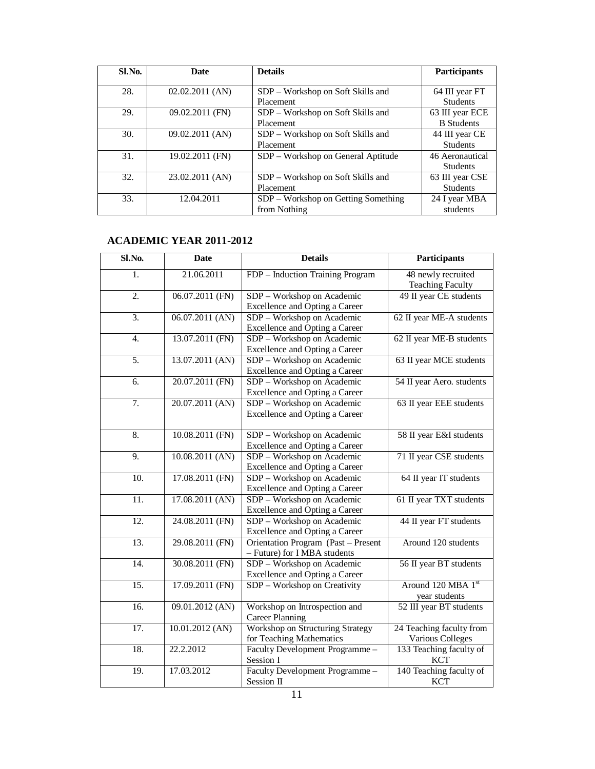| Sl.No. | Date | Details | Participants |
|---|---|---|---|
| 28. | 02.02.2011 (AN) | SDP – Workshop on Soft Skills and Placement | 64 III year FT Students |
| 29. | 09.02.2011 (FN) | SDP – Workshop on Soft Skills and Placement | 63 III year ECE B Students |
| 30. | 09.02.2011 (AN) | SDP – Workshop on Soft Skills and Placement | 44 III year CE Students |
| 31. | 19.02.2011 (FN) | SDP – Workshop on General Aptitude | 46 Aeronautical Students |
| 32. | 23.02.2011 (AN) | SDP – Workshop on Soft Skills and Placement | 63 III year CSE Students |
| 33. | 12.04.2011 | SDP – Workshop on Getting Something from Nothing | 24 I year MBA students |

## ACADEMIC YEAR 2011-2012

| Sl.No. | Date | Details | Participants |
|---|---|---|---|
| 1. | 21.06.2011 | FDP – Induction Training Program | 48 newly recruited Teaching Faculty |
| 2. | 06.07.2011 (FN) | SDP – Workshop on Academic Excellence and Opting a Career | 49 II year CE students |
| 3. | 06.07.2011 (AN) | SDP – Workshop on Academic Excellence and Opting a Career | 62 II year ME-A students |
| 4. | 13.07.2011 (FN) | SDP – Workshop on Academic Excellence and Opting a Career | 62 II year ME-B students |
| 5. | 13.07.2011 (AN) | SDP – Workshop on Academic Excellence and Opting a Career | 63 II year MCE students |
| 6. | 20.07.2011 (FN) | SDP – Workshop on Academic Excellence and Opting a Career | 54 II year Aero. students |
| 7. | 20.07.2011 (AN) | SDP – Workshop on Academic Excellence and Opting a Career | 63 II year EEE students |
| 8. | 10.08.2011 (FN) | SDP – Workshop on Academic Excellence and Opting a Career | 58 II year E&I students |
| 9. | 10.08.2011 (AN) | SDP – Workshop on Academic Excellence and Opting a Career | 71 II year CSE students |
| 10. | 17.08.2011 (FN) | SDP – Workshop on Academic Excellence and Opting a Career | 64 II year IT students |
| 11. | 17.08.2011 (AN) | SDP – Workshop on Academic Excellence and Opting a Career | 61 II year TXT students |
| 12. | 24.08.2011 (FN) | SDP – Workshop on Academic Excellence and Opting a Career | 44 II year FT students |
| 13. | 29.08.2011 (FN) | Orientation Program (Past – Present – Future) for I MBA students | Around 120 students |
| 14. | 30.08.2011 (FN) | SDP – Workshop on Academic Excellence and Opting a Career | 56 II year BT students |
| 15. | 17.09.2011 (FN) | SDP – Workshop on Creativity | Around 120 MBA 1st year students |
| 16. | 09.01.2012 (AN) | Workshop on Introspection and Career Planning | 52 III year BT students |
| 17. | 10.01.2012 (AN) | Workshop on Structuring Strategy for Teaching Mathematics | 24 Teaching faculty from Various Colleges |
| 18. | 22.2.2012 | Faculty Development Programme – Session I | 133 Teaching faculty of KCT |
| 19. | 17.03.2012 | Faculty Development Programme – Session II | 140 Teaching faculty of KCT |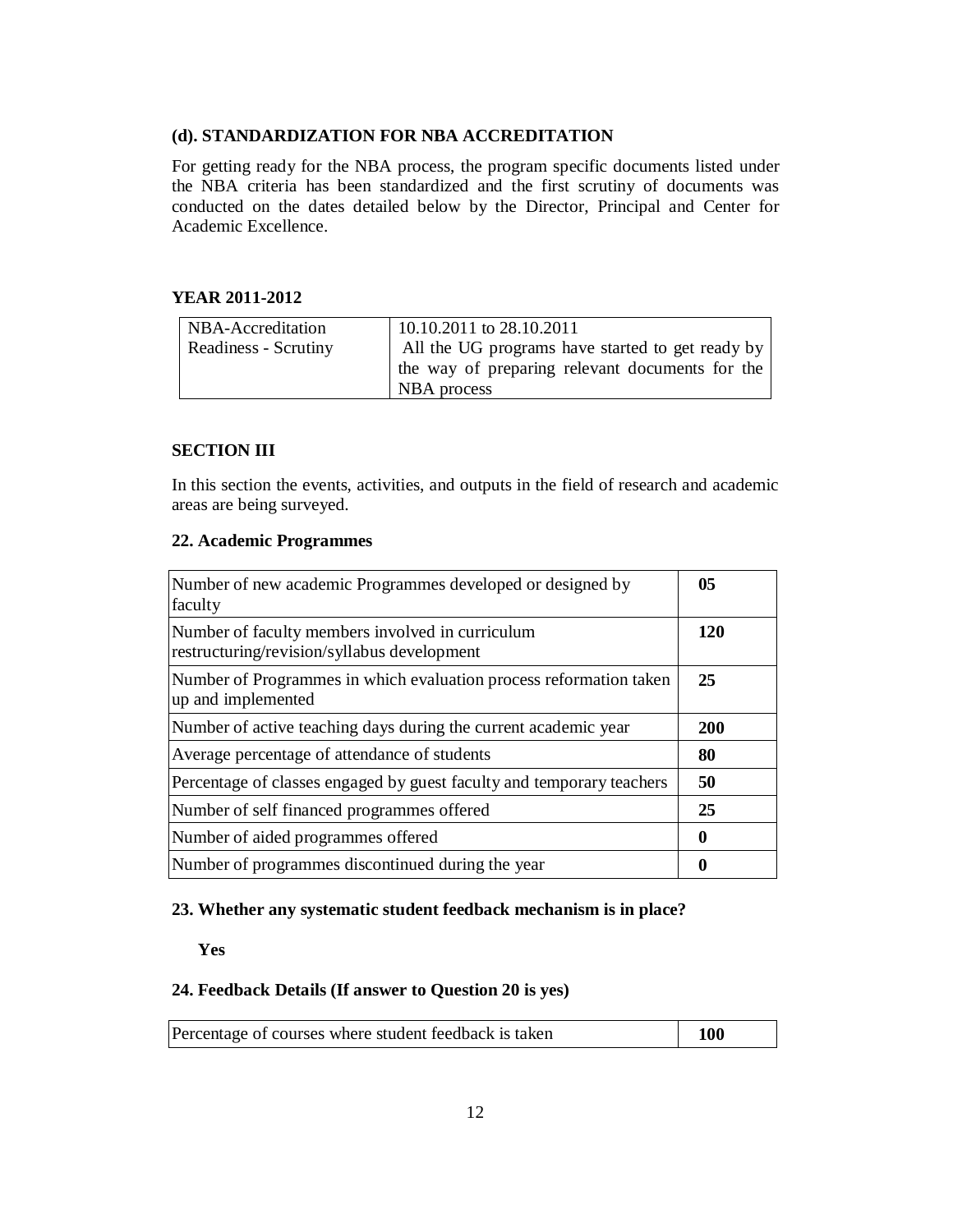### (d). STANDARDIZATION FOR NBA ACCREDITATION

For getting ready for the NBA process, the program specific documents listed under the NBA criteria has been standardized and the first scrutiny of documents was conducted on the dates detailed below by the Director, Principal and Center for Academic Excellence.

**YEAR 2011-2012**

| NBA-Accreditation Readiness - Scrutiny | 10.10.2011 to 28.10.2011 All the UG programs have started to get ready by the way of preparing relevant documents for the NBA process |
|---|---|

## SECTION III

In this section the events, activities, and outputs in the field of research and academic areas are being surveyed.

### 22. Academic Programmes

| Number of new academic Programmes developed or designed by faculty | **05** |
|---|---|
| Number of faculty members involved in curriculum restructuring/revision/syllabus development | **120** |
| Number of Programmes in which evaluation process reformation taken up and implemented | **25** |
| Number of active teaching days during the current academic year | **200** |
| Average percentage of attendance of students | **80** |
| Percentage of classes engaged by guest faculty and temporary teachers | **50** |
| Number of self financed programmes offered | **25** |
| Number of aided programmes offered | **0** |
| Number of programmes discontinued during the year | **0** |

### 23. Whether any systematic student feedback mechanism is in place?

**Yes**

### 24. Feedback Details (If answer to Question 20 is yes)

| Percentage of courses where student feedback is taken | **100** |
|---|---|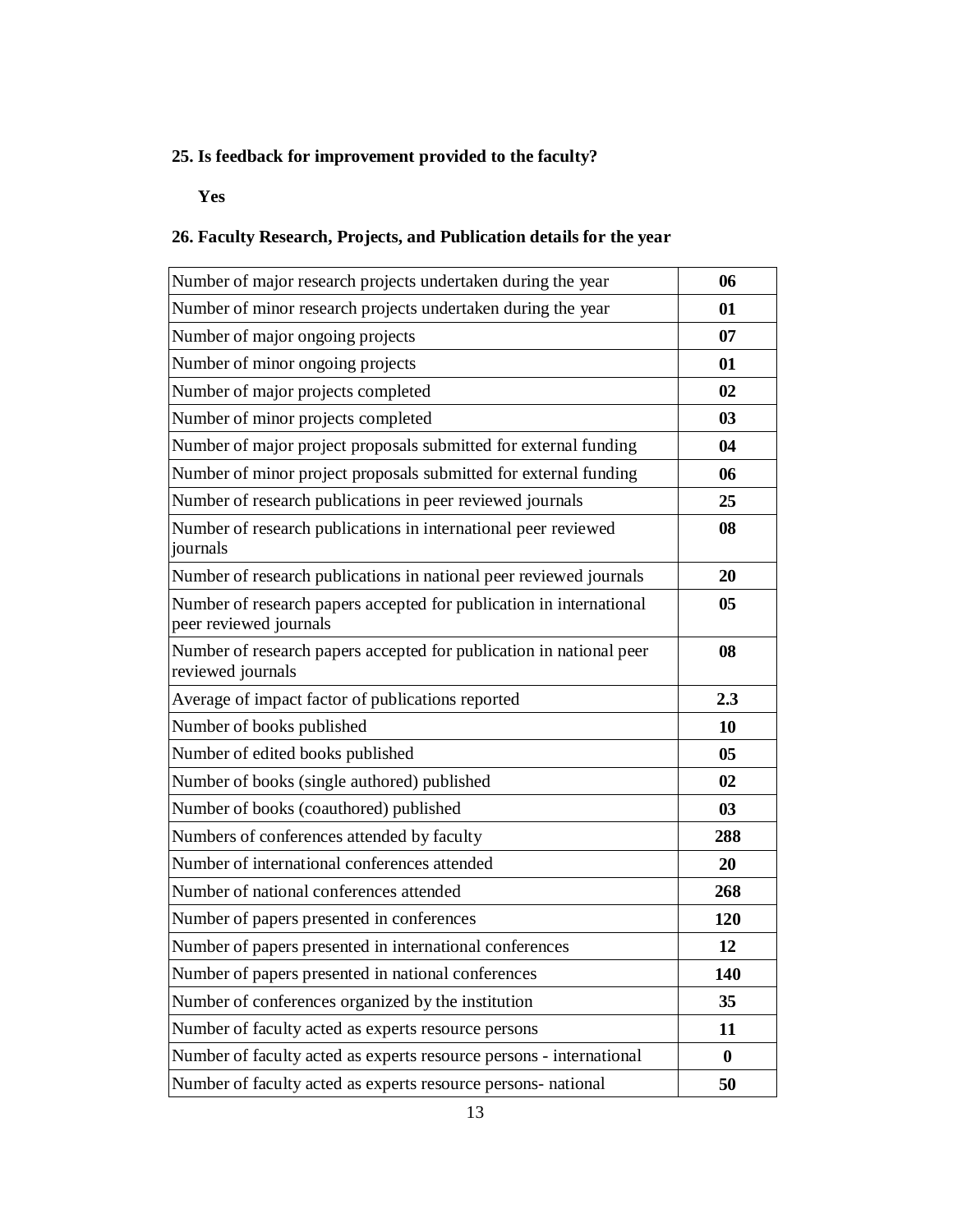**25. Is feedback for improvement provided to the faculty?**

**Yes**

**26. Faculty Research, Projects, and Publication details for the year**

| | |
|---|---|
| Number of major research projects undertaken during the year | **06** |
| Number of minor research projects undertaken during the year | **01** |
| Number of major ongoing projects | **07** |
| Number of minor ongoing projects | **01** |
| Number of major projects completed | **02** |
| Number of minor projects completed | **03** |
| Number of major project proposals submitted for external funding | **04** |
| Number of minor project proposals submitted for external funding | **06** |
| Number of research publications in peer reviewed journals | **25** |
| Number of research publications in international peer reviewed journals | **08** |
| Number of research publications in national peer reviewed journals | **20** |
| Number of research papers accepted for publication in international peer reviewed journals | **05** |
| Number of research papers accepted for publication in national peer reviewed journals | **08** |
| Average of impact factor of publications reported | **2.3** |
| Number of books published | **10** |
| Number of edited books published | **05** |
| Number of books (single authored) published | **02** |
| Number of books (coauthored) published | **03** |
| Numbers of conferences attended by faculty | **288** |
| Number of international conferences attended | **20** |
| Number of national conferences attended | **268** |
| Number of papers presented in conferences | **120** |
| Number of papers presented in international conferences | **12** |
| Number of papers presented in national conferences | **140** |
| Number of conferences organized by the institution | **35** |
| Number of faculty acted as experts resource persons | **11** |
| Number of faculty acted as experts resource persons - international | **0** |
| Number of faculty acted as experts resource persons- national | **50** |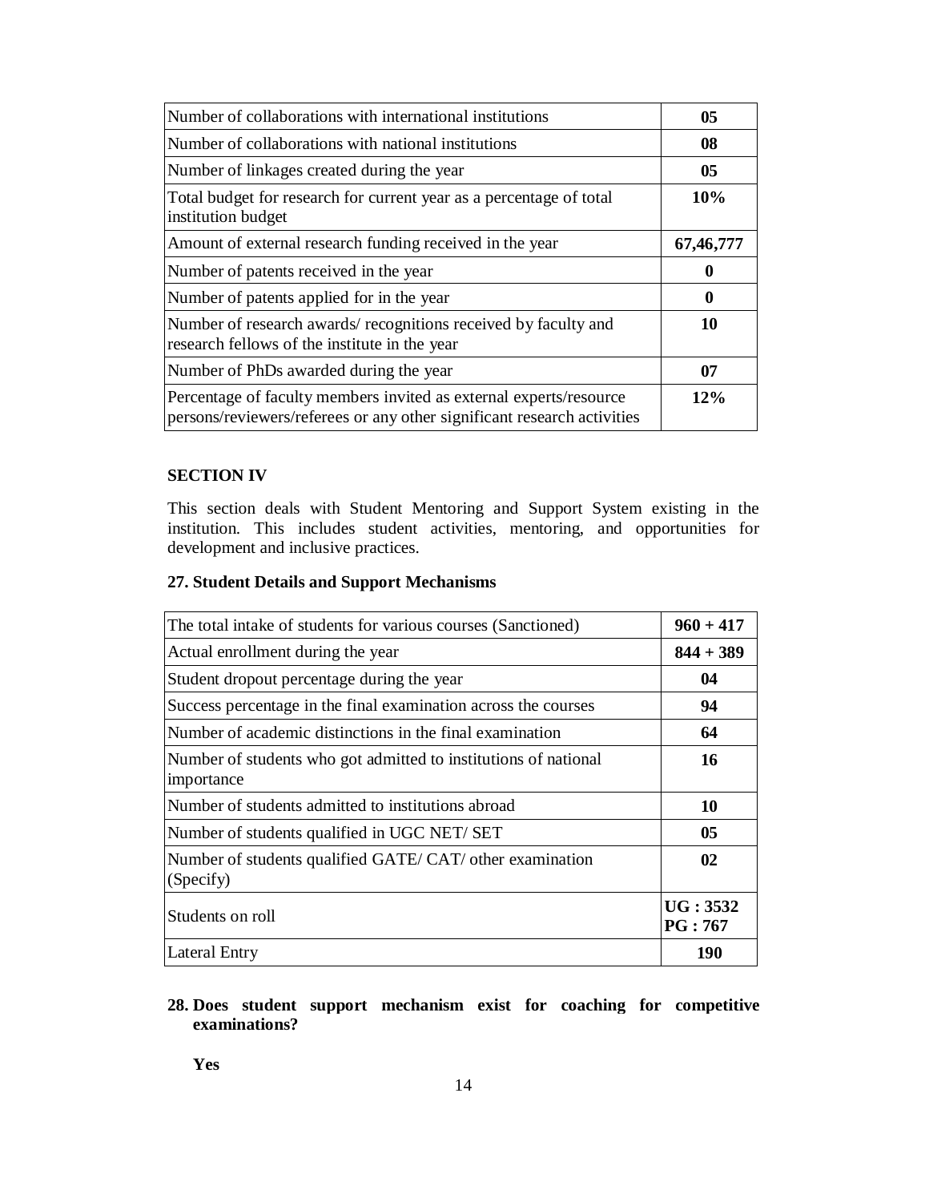| | |
|---|---|
| Number of collaborations with international institutions | **05** |
| Number of collaborations with national institutions | **08** |
| Number of linkages created during the year | **05** |
| Total budget for research for current year as a percentage of total institution budget | **10%** |
| Amount of external research funding received in the year | **67,46,777** |
| Number of patents received in the year | **0** |
| Number of patents applied for in the year | **0** |
| Number of research awards/ recognitions received by faculty and research fellows of the institute in the year | **10** |
| Number of PhDs awarded during the year | **07** |
| Percentage of faculty members invited as external experts/resource persons/reviewers/referees or any other significant research activities | **12%** |

**SECTION IV**

This section deals with Student Mentoring and Support System existing in the institution. This includes student activities, mentoring, and opportunities for development and inclusive practices.

**27. Student Details and Support Mechanisms**

| | |
|---|---|
| The total intake of students for various courses (Sanctioned) | **960 + 417** |
| Actual enrollment during the year | **844 + 389** |
| Student dropout percentage during the year | **04** |
| Success percentage in the final examination across the courses | **94** |
| Number of academic distinctions in the final examination | **64** |
| Number of students who got admitted to institutions of national importance | **16** |
| Number of students admitted to institutions abroad | **10** |
| Number of students qualified in UGC NET/ SET | **05** |
| Number of students qualified GATE/ CAT/ other examination (Specify) | **02** |
| Students on roll | **UG : 3532** **PG : 767** |
| Lateral Entry | **190** |

**28. Does student support mechanism exist for coaching for competitive examinations?**

**Yes**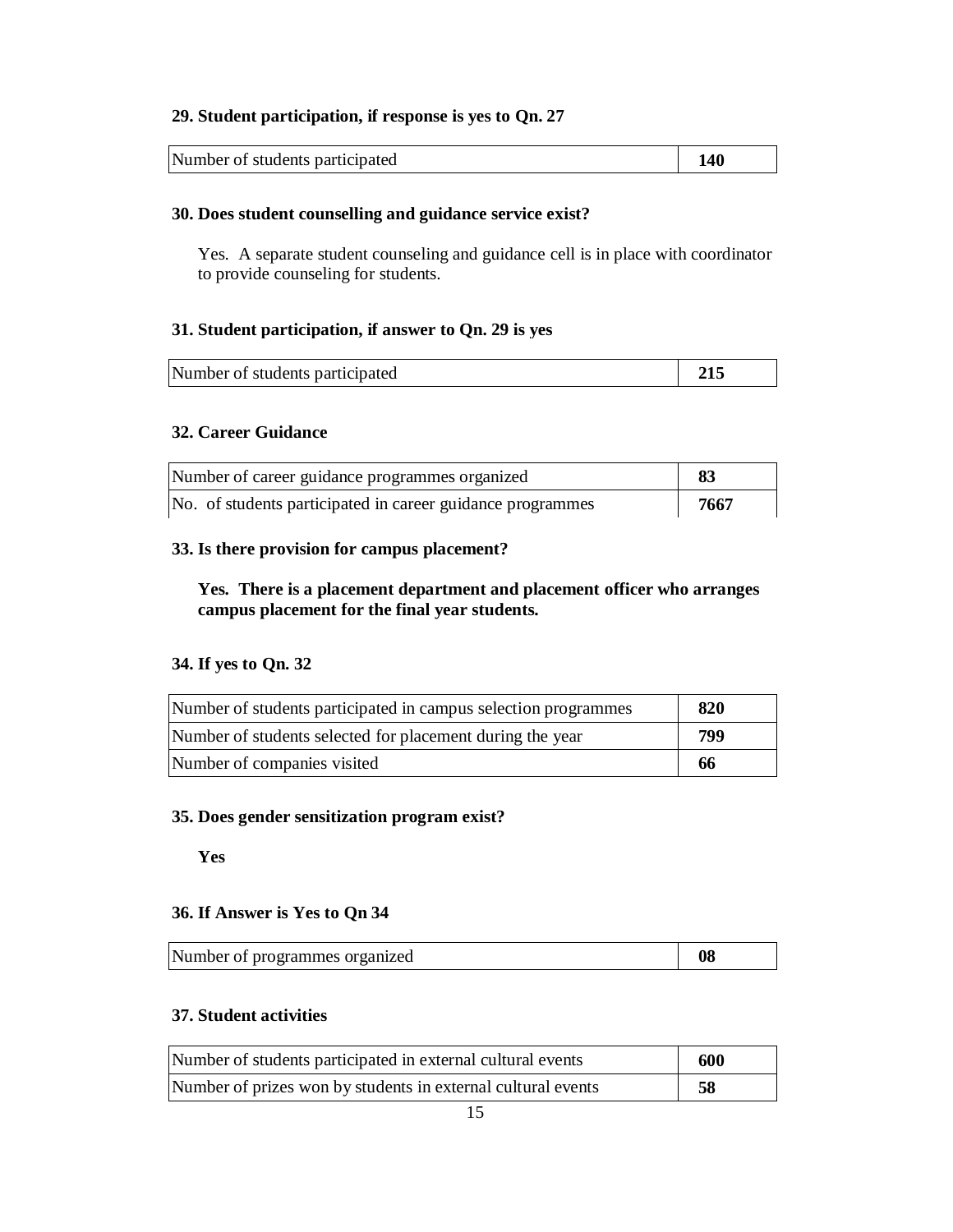### 29. Student participation, if response is yes to Qn. 27

| | |
|---|---|
| Number of students participated | **140** |

### 30. Does student counselling and guidance service exist?

Yes. A separate student counseling and guidance cell is in place with coordinator to provide counseling for students.

### 31. Student participation, if answer to Qn. 29 is yes

| | |
|---|---|
| Number of students participated | **215** |

### 32. Career Guidance

| | |
|---|---|
| Number of career guidance programmes organized | **83** |
| No. of students participated in career guidance programmes | **7667** |

### 33. Is there provision for campus placement?

**Yes. There is a placement department and placement officer who arranges campus placement for the final year students.**

### 34. If yes to Qn. 32

| | |
|---|---|
| Number of students participated in campus selection programmes | **820** |
| Number of students selected for placement during the year | **799** |
| Number of companies visited | **66** |

### 35. Does gender sensitization program exist?

**Yes**

### 36. If Answer is Yes to Qn 34

| | |
|---|---|
| Number of programmes organized | **08** |

### 37. Student activities

| | |
|---|---|
| Number of students participated in external cultural events | **600** |
| Number of prizes won by students in external cultural events | **58** |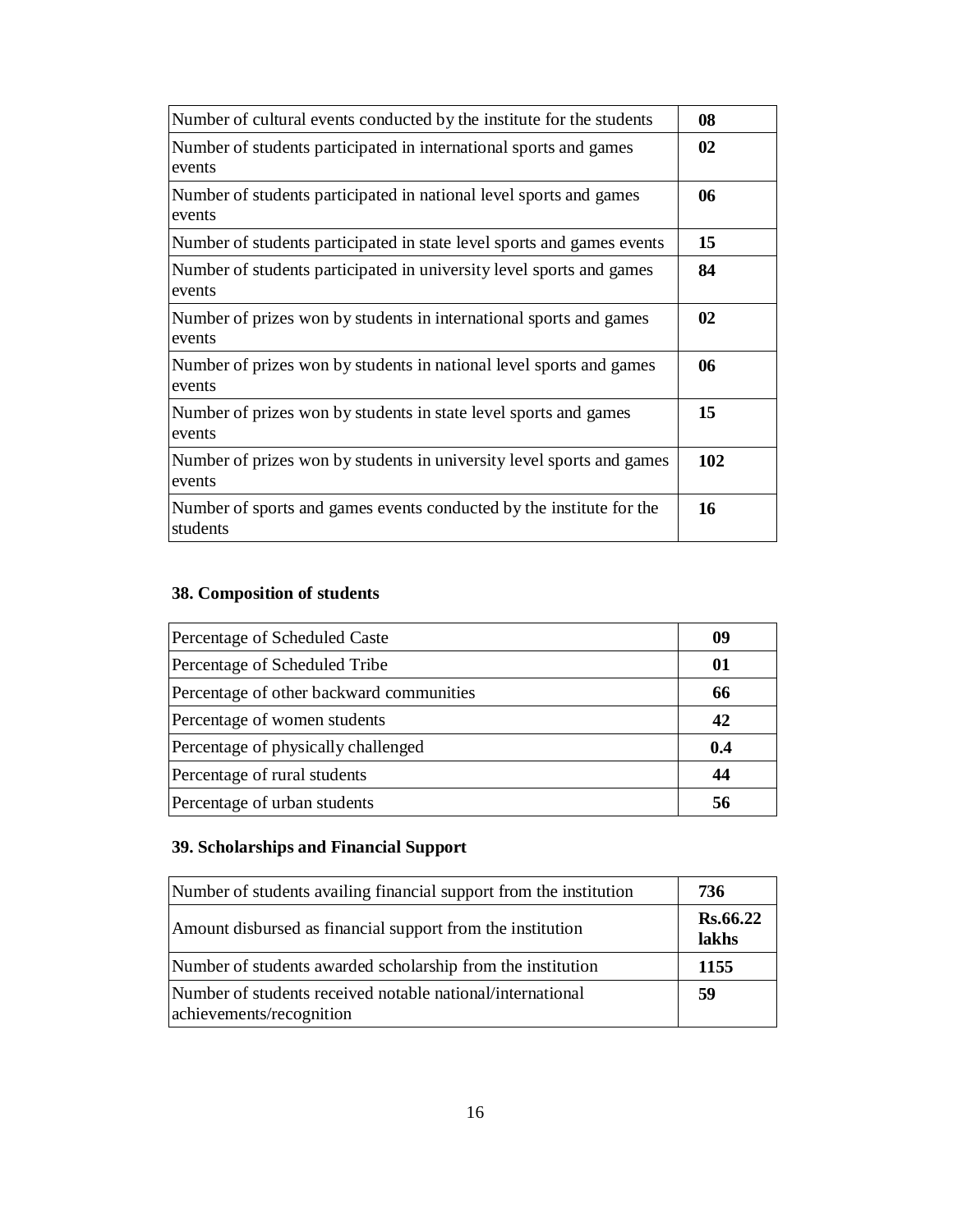| | |
|---|---|
| Number of cultural events conducted by the institute for the students | **08** |
| Number of students participated in international sports and games events | **02** |
| Number of students participated in national level sports and games events | **06** |
| Number of students participated in state level sports and games events | **15** |
| Number of students participated in university level sports and games events | **84** |
| Number of prizes won by students in international sports and games events | **02** |
| Number of prizes won by students in national level sports and games events | **06** |
| Number of prizes won by students in state level sports and games events | **15** |
| Number of prizes won by students in university level sports and games events | **102** |
| Number of sports and games events conducted by the institute for the students | **16** |

## 38. Composition of students

| | |
|---|---|
| Percentage of Scheduled Caste | **09** |
| Percentage of Scheduled Tribe | **01** |
| Percentage of other backward communities | **66** |
| Percentage of women students | **42** |
| Percentage of physically challenged | **0.4** |
| Percentage of rural students | **44** |
| Percentage of urban students | **56** |

## 39. Scholarships and Financial Support

| | |
|---|---|
| Number of students availing financial support from the institution | **736** |
| Amount disbursed as financial support from the institution | **Rs.66.22 lakhs** |
| Number of students awarded scholarship from the institution | **1155** |
| Number of students received notable national/international achievements/recognition | **59** |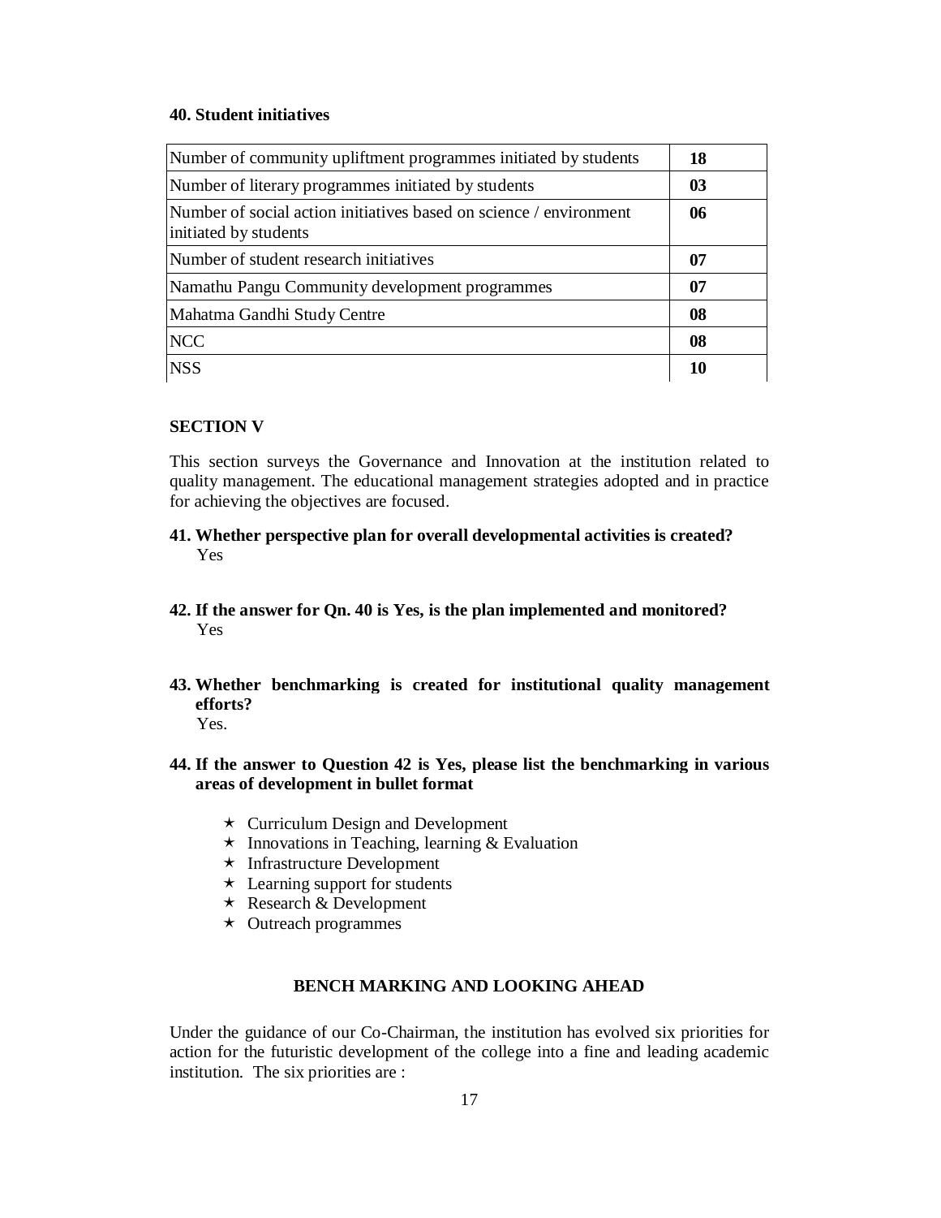**40. Student initiatives**

| | |
|---|---|
| Number of community upliftment programmes initiated by students | **18** |
| Number of literary programmes initiated by students | **03** |
| Number of social action initiatives based on science / environment initiated by students | **06** |
| Number of student research initiatives | **07** |
| Namathu Pangu Community development programmes | **07** |
| Mahatma Gandhi Study Centre | **08** |
| NCC | **08** |
| NSS | **10** |

**SECTION V**

This section surveys the Governance and Innovation at the institution related to quality management. The educational management strategies adopted and in practice for achieving the objectives are focused.

**41. Whether perspective plan for overall developmental activities is created?**
Yes

**42. If the answer for Qn. 40 is Yes, is the plan implemented and monitored?**
Yes

**43. Whether benchmarking is created for institutional quality management efforts?**
Yes.

**44. If the answer to Question 42 is Yes, please list the benchmarking in various areas of development in bullet format**

- Curriculum Design and Development
- Innovations in Teaching, learning & Evaluation
- Infrastructure Development
- Learning support for students
- Research & Development
- Outreach programmes

**BENCH MARKING AND LOOKING AHEAD**

Under the guidance of our Co-Chairman, the institution has evolved six priorities for action for the futuristic development of the college into a fine and leading academic institution. The six priorities are :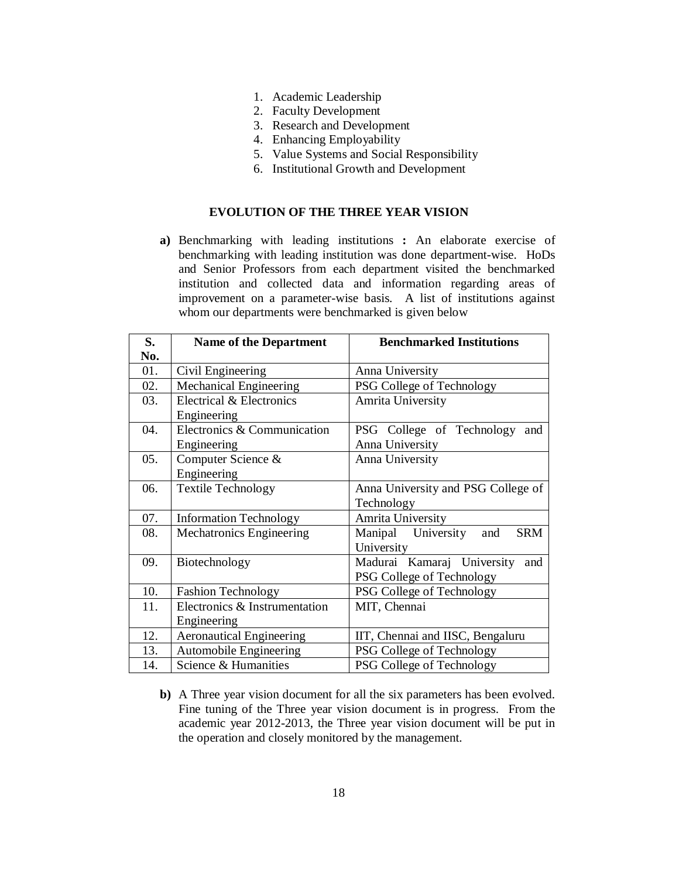1. Academic Leadership
2. Faculty Development
3. Research and Development
4. Enhancing Employability
5. Value Systems and Social Responsibility
6. Institutional Growth and Development

## EVOLUTION OF THE THREE YEAR VISION

**a)** Benchmarking with leading institutions **:** An elaborate exercise of benchmarking with leading institution was done department-wise. HoDs and Senior Professors from each department visited the benchmarked institution and collected data and information regarding areas of improvement on a parameter-wise basis. A list of institutions against whom our departments were benchmarked is given below

| S. No. | Name of the Department | Benchmarked Institutions |
|---|---|---|
| 01. | Civil Engineering | Anna University |
| 02. | Mechanical Engineering | PSG College of Technology |
| 03. | Electrical & Electronics Engineering | Amrita University |
| 04. | Electronics & Communication Engineering | PSG College of Technology and Anna University |
| 05. | Computer Science & Engineering | Anna University |
| 06. | Textile Technology | Anna University and PSG College of Technology |
| 07. | Information Technology | Amrita University |
| 08. | Mechatronics Engineering | Manipal University and SRM University |
| 09. | Biotechnology | Madurai Kamaraj University and PSG College of Technology |
| 10. | Fashion Technology | PSG College of Technology |
| 11. | Electronics & Instrumentation Engineering | MIT, Chennai |
| 12. | Aeronautical Engineering | IIT, Chennai and IISC, Bengaluru |
| 13. | Automobile Engineering | PSG College of Technology |
| 14. | Science & Humanities | PSG College of Technology |

**b)** A Three year vision document for all the six parameters has been evolved. Fine tuning of the Three year vision document is in progress. From the academic year 2012-2013, the Three year vision document will be put in the operation and closely monitored by the management.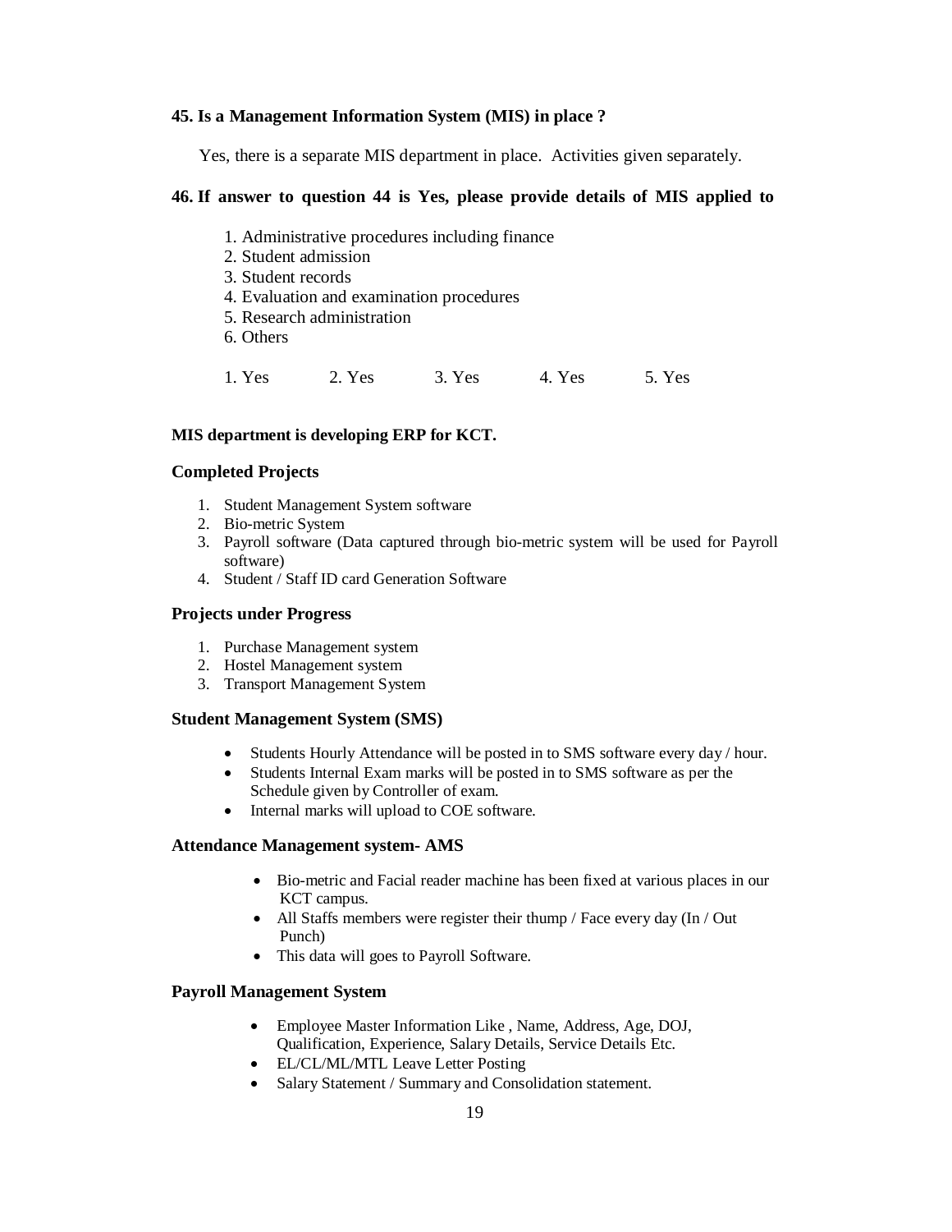**45. Is a Management Information System (MIS) in place ?**

Yes, there is a separate MIS department in place. Activities given separately.

**46. If answer to question 44 is Yes, please provide details of MIS applied to**

1. Administrative procedures including finance
2. Student admission
3. Student records
4. Evaluation and examination procedures
5. Research administration
6. Others

1. Yes 2. Yes 3. Yes 4. Yes 5. Yes

**MIS department is developing ERP for KCT.**

**Completed Projects**

1. Student Management System software
2. Bio-metric System
3. Payroll software (Data captured through bio-metric system will be used for Payroll software)
4. Student / Staff ID card Generation Software

**Projects under Progress**

1. Purchase Management system
2. Hostel Management system
3. Transport Management System

**Student Management System (SMS)**

- Students Hourly Attendance will be posted in to SMS software every day / hour.
- Students Internal Exam marks will be posted in to SMS software as per the Schedule given by Controller of exam.
- Internal marks will upload to COE software.

**Attendance Management system- AMS**

- Bio-metric and Facial reader machine has been fixed at various places in our KCT campus.
- All Staffs members were register their thump / Face every day (In / Out Punch)
- This data will goes to Payroll Software.

**Payroll Management System**

- Employee Master Information Like , Name, Address, Age, DOJ, Qualification, Experience, Salary Details, Service Details Etc.
- EL/CL/ML/MTL Leave Letter Posting
- Salary Statement / Summary and Consolidation statement.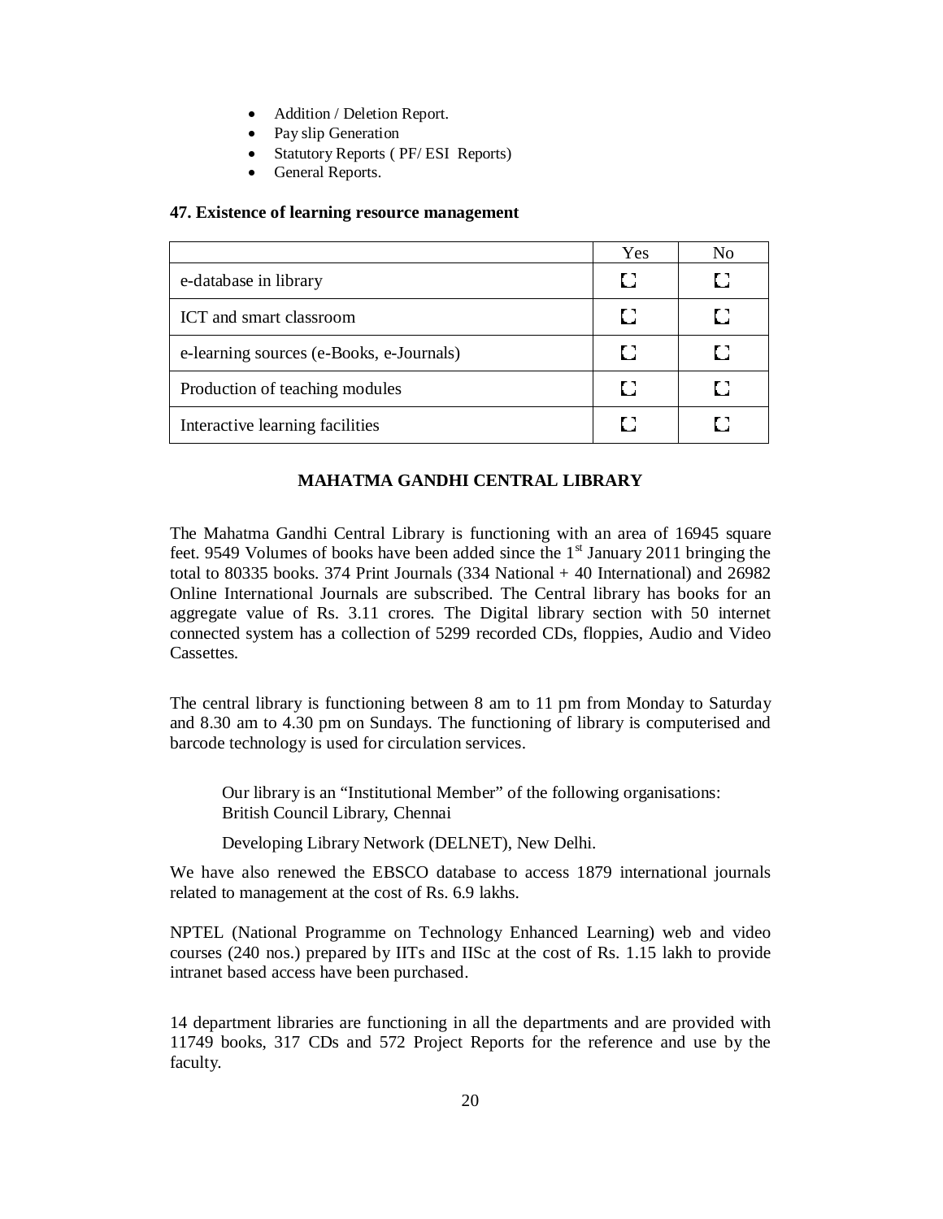- Addition / Deletion Report.
- Pay slip Generation
- Statutory Reports ( PF/ ESI Reports)
- General Reports.

**47. Existence of learning resource management**

| | Yes | No |
|---|---|---|
| e-database in library | ☐ | ☐ |
| ICT and smart classroom | ☐ | ☐ |
| e-learning sources (e-Books, e-Journals) | ☐ | ☐ |
| Production of teaching modules | ☐ | ☐ |
| Interactive learning facilities | ☐ | ☐ |

## MAHATMA GANDHI CENTRAL LIBRARY

The Mahatma Gandhi Central Library is functioning with an area of 16945 square feet. 9549 Volumes of books have been added since the 1st January 2011 bringing the total to 80335 books. 374 Print Journals (334 National + 40 International) and 26982 Online International Journals are subscribed. The Central library has books for an aggregate value of Rs. 3.11 crores. The Digital library section with 50 internet connected system has a collection of 5299 recorded CDs, floppies, Audio and Video Cassettes.

The central library is functioning between 8 am to 11 pm from Monday to Saturday and 8.30 am to 4.30 pm on Sundays. The functioning of library is computerised and barcode technology is used for circulation services.

Our library is an "Institutional Member" of the following organisations:
British Council Library, Chennai

Developing Library Network (DELNET), New Delhi.

We have also renewed the EBSCO database to access 1879 international journals related to management at the cost of Rs. 6.9 lakhs.

NPTEL (National Programme on Technology Enhanced Learning) web and video courses (240 nos.) prepared by IITs and IISc at the cost of Rs. 1.15 lakh to provide intranet based access have been purchased.

14 department libraries are functioning in all the departments and are provided with 11749 books, 317 CDs and 572 Project Reports for the reference and use by the faculty.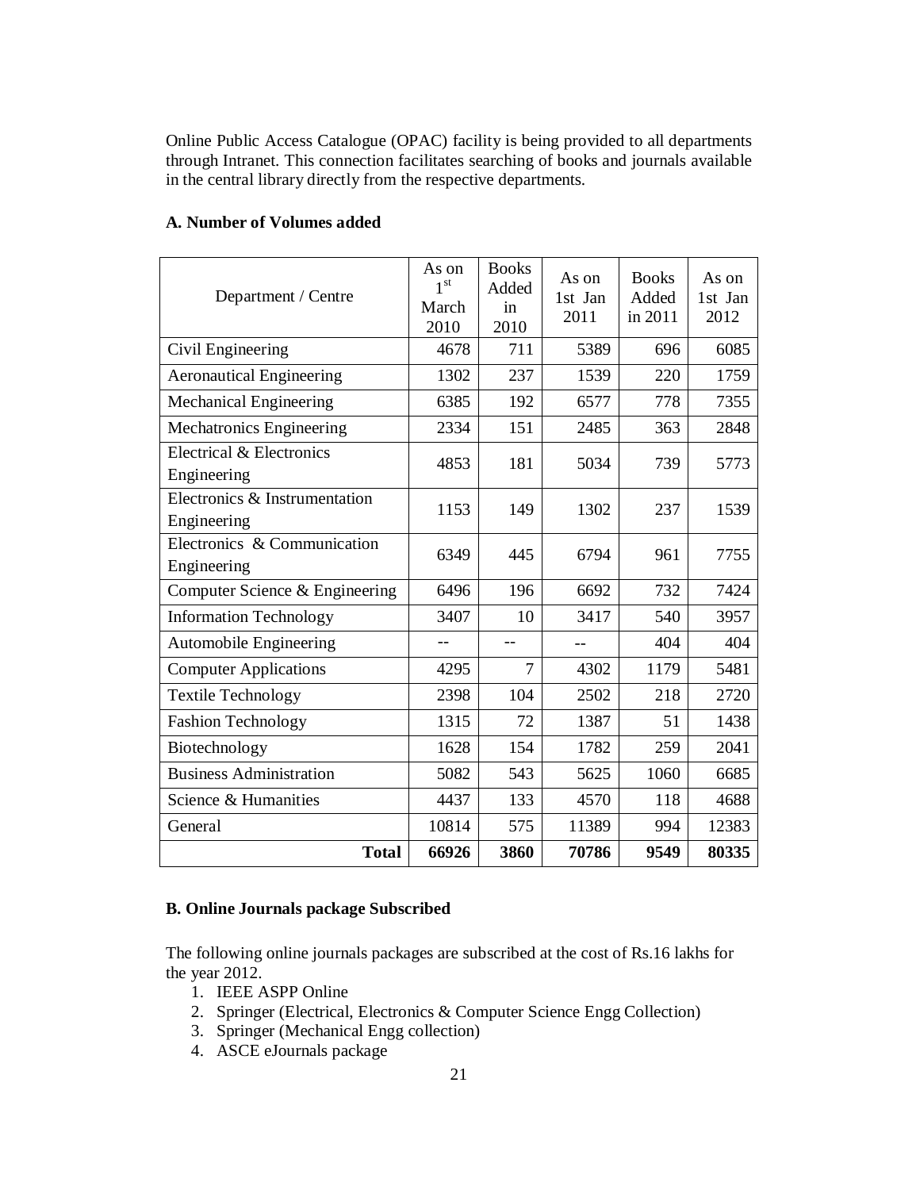Online Public Access Catalogue (OPAC) facility is being provided to all departments through Intranet. This connection facilitates searching of books and journals available in the central library directly from the respective departments.

**A. Number of Volumes added**

| Department / Centre | As on 1st March 2010 | Books Added in 2010 | As on 1st Jan 2011 | Books Added in 2011 | As on 1st Jan 2012 |
|---|---|---|---|---|---|
| Civil Engineering | 4678 | 711 | 5389 | 696 | 6085 |
| Aeronautical Engineering | 1302 | 237 | 1539 | 220 | 1759 |
| Mechanical Engineering | 6385 | 192 | 6577 | 778 | 7355 |
| Mechatronics Engineering | 2334 | 151 | 2485 | 363 | 2848 |
| Electrical & Electronics Engineering | 4853 | 181 | 5034 | 739 | 5773 |
| Electronics & Instrumentation Engineering | 1153 | 149 | 1302 | 237 | 1539 |
| Electronics & Communication Engineering | 6349 | 445 | 6794 | 961 | 7755 |
| Computer Science & Engineering | 6496 | 196 | 6692 | 732 | 7424 |
| Information Technology | 3407 | 10 | 3417 | 540 | 3957 |
| Automobile Engineering | -- | -- | -- | 404 | 404 |
| Computer Applications | 4295 | 7 | 4302 | 1179 | 5481 |
| Textile Technology | 2398 | 104 | 2502 | 218 | 2720 |
| Fashion Technology | 1315 | 72 | 1387 | 51 | 1438 |
| Biotechnology | 1628 | 154 | 1782 | 259 | 2041 |
| Business Administration | 5082 | 543 | 5625 | 1060 | 6685 |
| Science & Humanities | 4437 | 133 | 4570 | 118 | 4688 |
| General | 10814 | 575 | 11389 | 994 | 12383 |
| **Total** | **66926** | **3860** | **70786** | **9549** | **80335** |

**B. Online Journals package Subscribed**

The following online journals packages are subscribed at the cost of Rs.16 lakhs for the year 2012.

1. IEEE ASPP Online
2. Springer (Electrical, Electronics & Computer Science Engg Collection)
3. Springer (Mechanical Engg collection)
4. ASCE eJournals package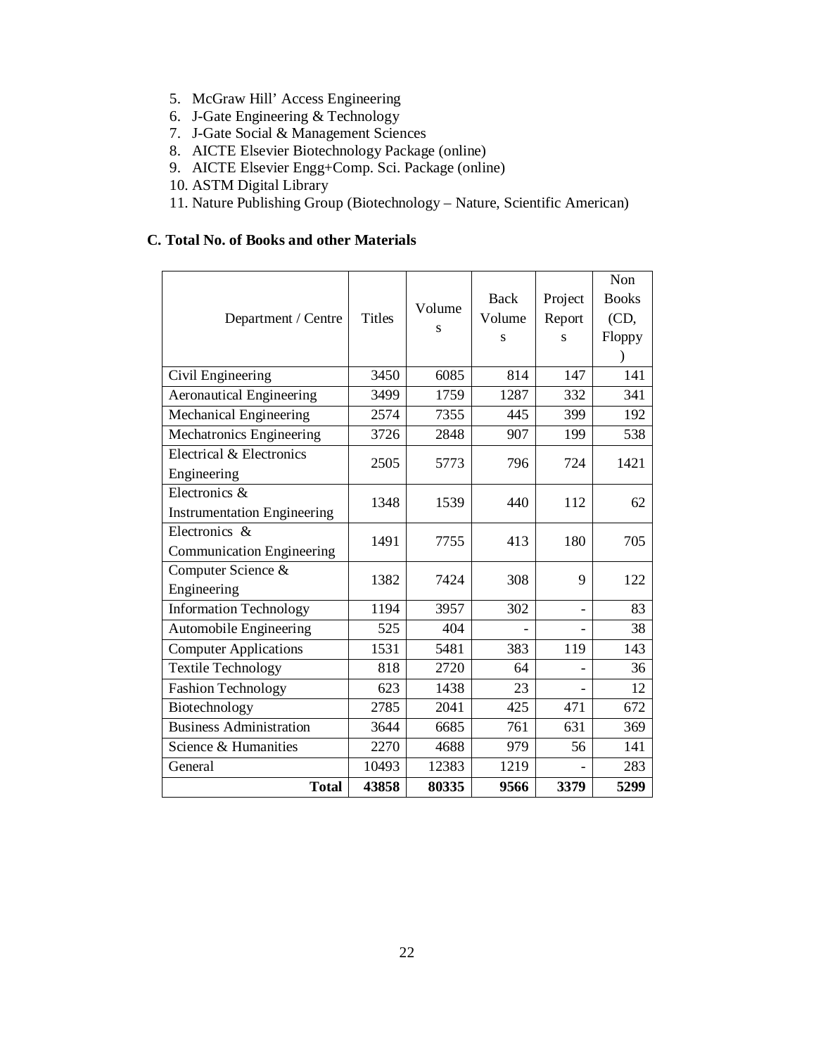5. McGraw Hill' Access Engineering
6. J-Gate Engineering & Technology
7. J-Gate Social & Management Sciences
8. AICTE Elsevier Biotechnology Package (online)
9. AICTE Elsevier Engg+Comp. Sci. Package (online)
10. ASTM Digital Library
11. Nature Publishing Group (Biotechnology – Nature, Scientific American)

**C. Total No. of Books and other Materials**

| Department / Centre | Titles | Volumes | Back Volumes | Project Reports | Non Books (CD, Floppy) |
|---|---|---|---|---|---|
| Civil Engineering | 3450 | 6085 | 814 | 147 | 141 |
| Aeronautical Engineering | 3499 | 1759 | 1287 | 332 | 341 |
| Mechanical Engineering | 2574 | 7355 | 445 | 399 | 192 |
| Mechatronics Engineering | 3726 | 2848 | 907 | 199 | 538 |
| Electrical & Electronics Engineering | 2505 | 5773 | 796 | 724 | 1421 |
| Electronics & Instrumentation Engineering | 1348 | 1539 | 440 | 112 | 62 |
| Electronics & Communication Engineering | 1491 | 7755 | 413 | 180 | 705 |
| Computer Science & Engineering | 1382 | 7424 | 308 | 9 | 122 |
| Information Technology | 1194 | 3957 | 302 | - | 83 |
| Automobile Engineering | 525 | 404 | - | - | 38 |
| Computer Applications | 1531 | 5481 | 383 | 119 | 143 |
| Textile Technology | 818 | 2720 | 64 | - | 36 |
| Fashion Technology | 623 | 1438 | 23 | - | 12 |
| Biotechnology | 2785 | 2041 | 425 | 471 | 672 |
| Business Administration | 3644 | 6685 | 761 | 631 | 369 |
| Science & Humanities | 2270 | 4688 | 979 | 56 | 141 |
| General | 10493 | 12383 | 1219 | - | 283 |
| **Total** | **43858** | **80335** | **9566** | **3379** | **5299** |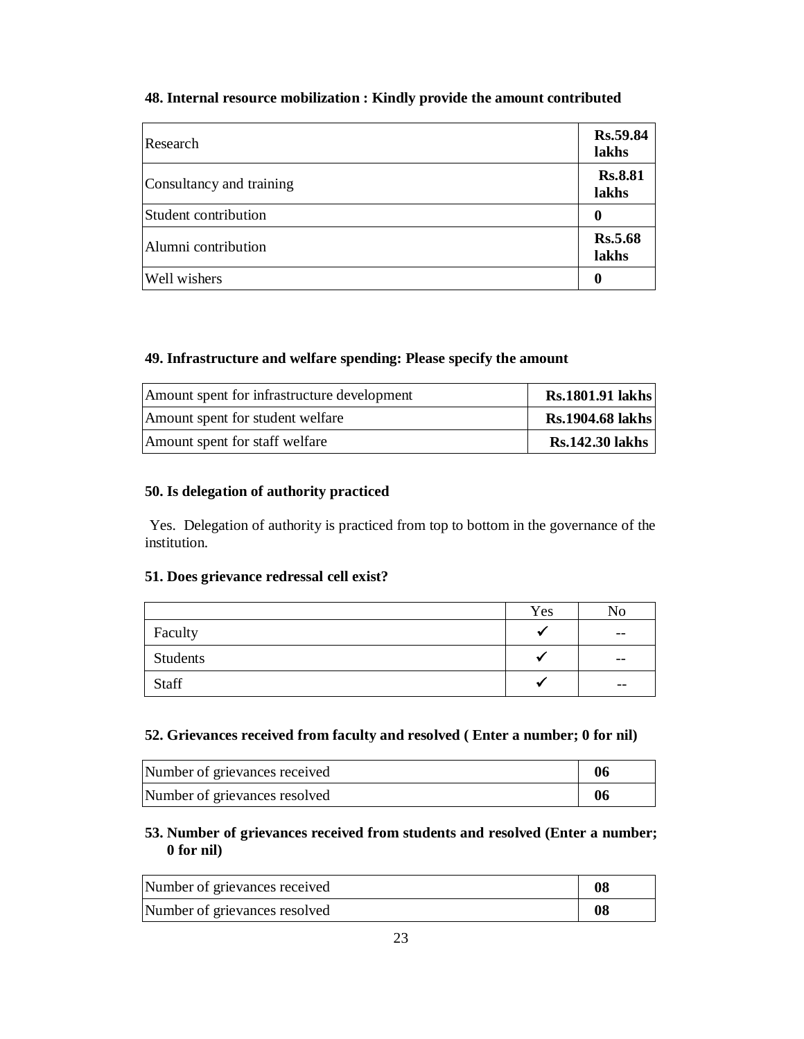**48. Internal resource mobilization : Kindly provide the amount contributed**

| | |
|---|---|
| Research | **Rs.59.84 lakhs** |
| Consultancy and training | **Rs.8.81 lakhs** |
| Student contribution | **0** |
| Alumni contribution | **Rs.5.68 lakhs** |
| Well wishers | **0** |

**49. Infrastructure and welfare spending: Please specify the amount**

| | |
|---|---|
| Amount spent for infrastructure development | **Rs.1801.91 lakhs** |
| Amount spent for student welfare | **Rs.1904.68 lakhs** |
| Amount spent for staff welfare | **Rs.142.30 lakhs** |

**50. Is delegation of authority practiced**

Yes. Delegation of authority is practiced from top to bottom in the governance of the institution.

**51. Does grievance redressal cell exist?**

| | Yes | No |
|---|---|---|
| Faculty | ✓ | -- |
| Students | ✓ | -- |
| Staff | ✓ | -- |

**52. Grievances received from faculty and resolved ( Enter a number; 0 for nil)**

| | |
|---|---|
| Number of grievances received | **06** |
| Number of grievances resolved | **06** |

**53. Number of grievances received from students and resolved (Enter a number; 0 for nil)**

| | |
|---|---|
| Number of grievances received | **08** |
| Number of grievances resolved | **08** |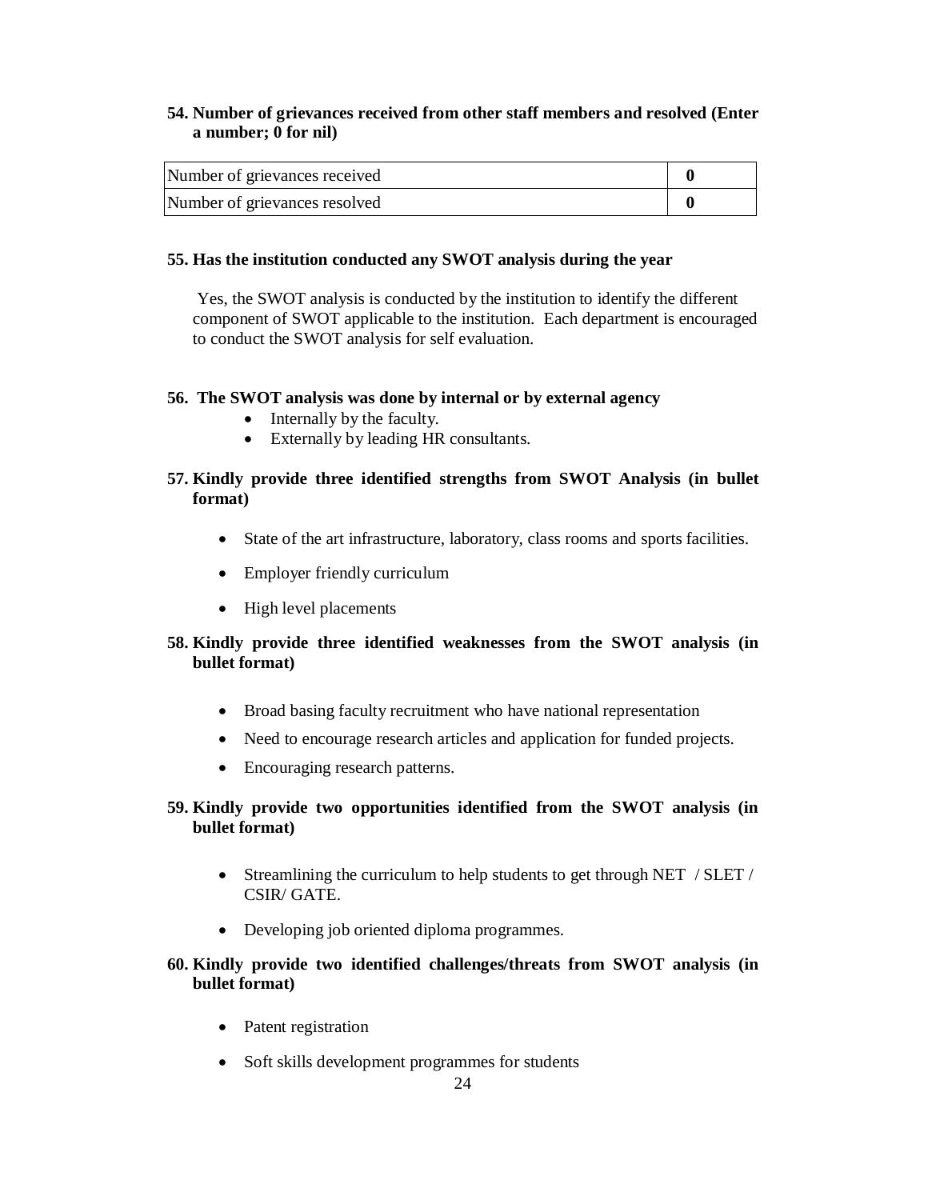**54. Number of grievances received from other staff members and resolved (Enter a number; 0 for nil)**

| | |
|---|---|
| Number of grievances received | **0** |
| Number of grievances resolved | **0** |

**55. Has the institution conducted any SWOT analysis during the year**

Yes, the SWOT analysis is conducted by the institution to identify the different component of SWOT applicable to the institution. Each department is encouraged to conduct the SWOT analysis for self evaluation.

**56. The SWOT analysis was done by internal or by external agency**

- Internally by the faculty.
- Externally by leading HR consultants.

**57. Kindly provide three identified strengths from SWOT Analysis (in bullet format)**

- State of the art infrastructure, laboratory, class rooms and sports facilities.
- Employer friendly curriculum
- High level placements

**58. Kindly provide three identified weaknesses from the SWOT analysis (in bullet format)**

- Broad basing faculty recruitment who have national representation
- Need to encourage research articles and application for funded projects.
- Encouraging research patterns.

**59. Kindly provide two opportunities identified from the SWOT analysis (in bullet format)**

- Streamlining the curriculum to help students to get through NET / SLET / CSIR/ GATE.
- Developing job oriented diploma programmes.

**60. Kindly provide two identified challenges/threats from SWOT analysis (in bullet format)**

- Patent registration
- Soft skills development programmes for students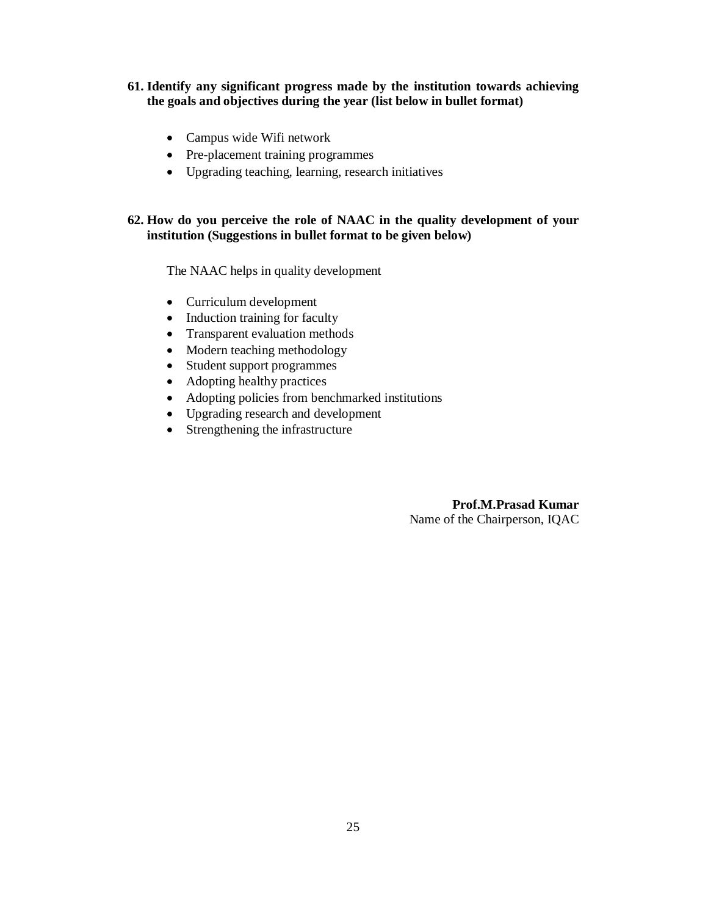**61. Identify any significant progress made by the institution towards achieving the goals and objectives during the year (list below in bullet format)**

- Campus wide Wifi network
- Pre-placement training programmes
- Upgrading teaching, learning, research initiatives

**62. How do you perceive the role of NAAC in the quality development of your institution (Suggestions in bullet format to be given below)**

The NAAC helps in quality development

- Curriculum development
- Induction training for faculty
- Transparent evaluation methods
- Modern teaching methodology
- Student support programmes
- Adopting healthy practices
- Adopting policies from benchmarked institutions
- Upgrading research and development
- Strengthening the infrastructure

**Prof.M.Prasad Kumar**
Name of the Chairperson, IQAC